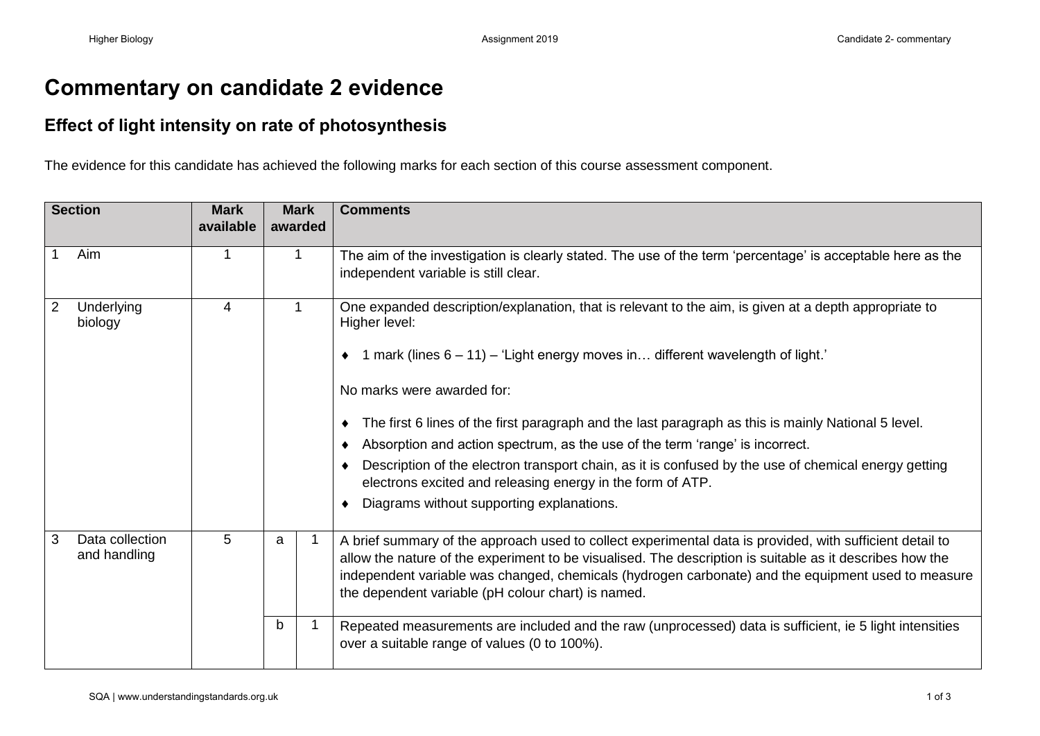# Commentary on candidate 2 evidence

## Effect of light intensity on rate of photosynthesis

The evidence for this candidate has achieved the following marks for each section of this course assessment component.

| Section | Mark available | Mark awarded | | Comments |
|---|---|---|---|---|
| 1 Aim | 1 | 1 | | The aim of the investigation is clearly stated. The use of the term 'percentage' is acceptable here as the independent variable is still clear. |
| 2 Underlying biology | 4 | 1 | | One expanded description/explanation, that is relevant to the aim, is given at a depth appropriate to Higher level:<br>♦ 1 mark (lines 6 – 11) – 'Light energy moves in… different wavelength of light.'<br><br>No marks were awarded for:<br>♦ The first 6 lines of the first paragraph and the last paragraph as this is mainly National 5 level.<br>♦ Absorption and action spectrum, as the use of the term 'range' is incorrect.<br>♦ Description of the electron transport chain, as it is confused by the use of chemical energy getting electrons excited and releasing energy in the form of ATP.<br>♦ Diagrams without supporting explanations. |
| 3 Data collection and handling | 5 | a | 1 | A brief summary of the approach used to collect experimental data is provided, with sufficient detail to allow the nature of the experiment to be visualised. The description is suitable as it describes how the independent variable was changed, chemicals (hydrogen carbonate) and the equipment used to measure the dependent variable (pH colour chart) is named. |
| | | b | 1 | Repeated measurements are included and the raw (unprocessed) data is sufficient, ie 5 light intensities over a suitable range of values (0 to 100%). |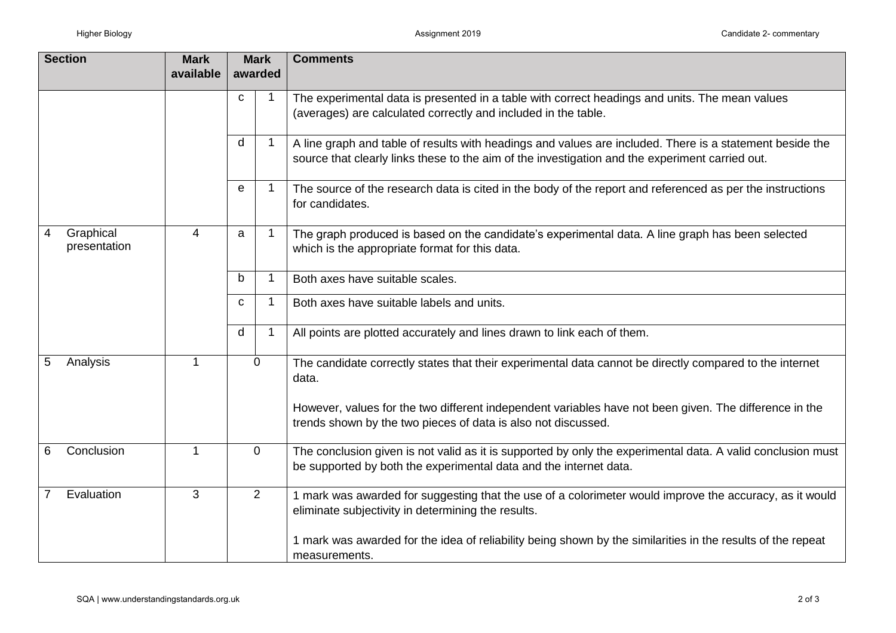| Section | Mark available | Mark awarded | | Comments |
|---|---|---|---|---|
| | | c | 1 | The experimental data is presented in a table with correct headings and units. The mean values (averages) are calculated correctly and included in the table. |
| | | d | 1 | A line graph and table of results with headings and values are included. There is a statement beside the source that clearly links these to the aim of the investigation and the experiment carried out. |
| | | e | 1 | The source of the research data is cited in the body of the report and referenced as per the instructions for candidates. |
| 4 Graphical presentation | 4 | a | 1 | The graph produced is based on the candidate's experimental data. A line graph has been selected which is the appropriate format for this data. |
| | | b | 1 | Both axes have suitable scales. |
| | | c | 1 | Both axes have suitable labels and units. |
| | | d | 1 | All points are plotted accurately and lines drawn to link each of them. |
| 5 Analysis | 1 | 0 | | The candidate correctly states that their experimental data cannot be directly compared to the internet data.<br><br>However, values for the two different independent variables have not been given. The difference in the trends shown by the two pieces of data is also not discussed. |
| 6 Conclusion | 1 | 0 | | The conclusion given is not valid as it is supported by only the experimental data. A valid conclusion must be supported by both the experimental data and the internet data. |
| 7 Evaluation | 3 | 2 | | 1 mark was awarded for suggesting that the use of a colorimeter would improve the accuracy, as it would eliminate subjectivity in determining the results.<br><br>1 mark was awarded for the idea of reliability being shown by the similarities in the results of the repeat measurements. |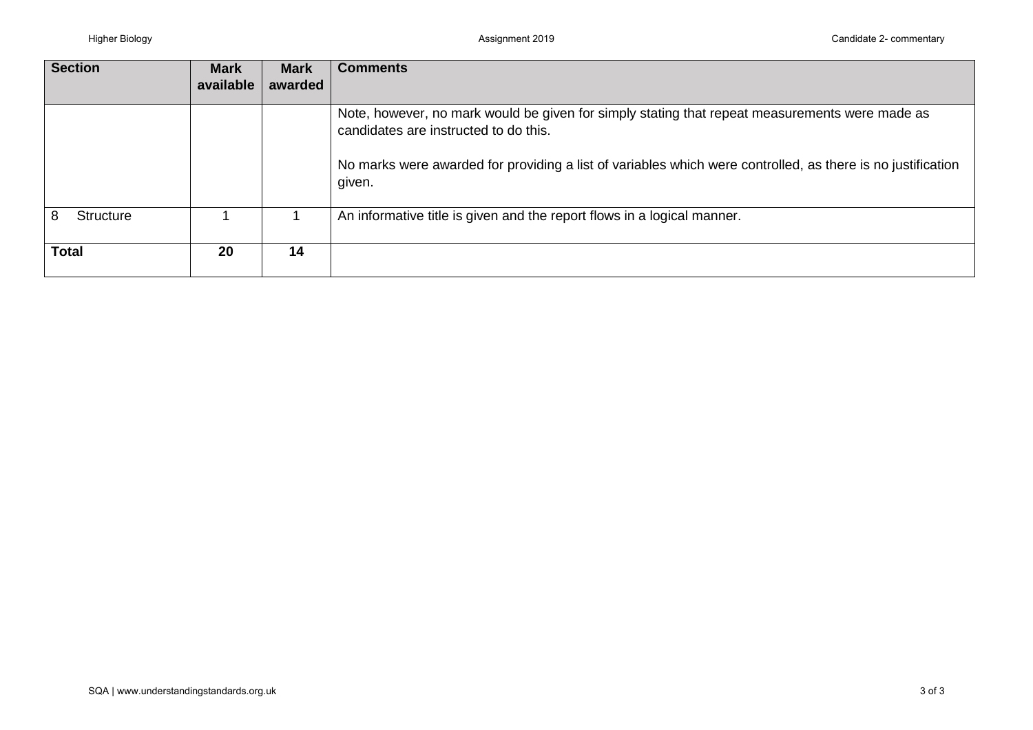| Section | Mark available | Mark awarded | Comments |
|---|---|---|---|
| | | | Note, however, no mark would be given for simply stating that repeat measurements were made as candidates are instructed to do this.<br><br>No marks were awarded for providing a list of variables which were controlled, as there is no justification given. |
| 8 Structure | 1 | 1 | An informative title is given and the report flows in a logical manner. |
| **Total** | **20** | **14** | |